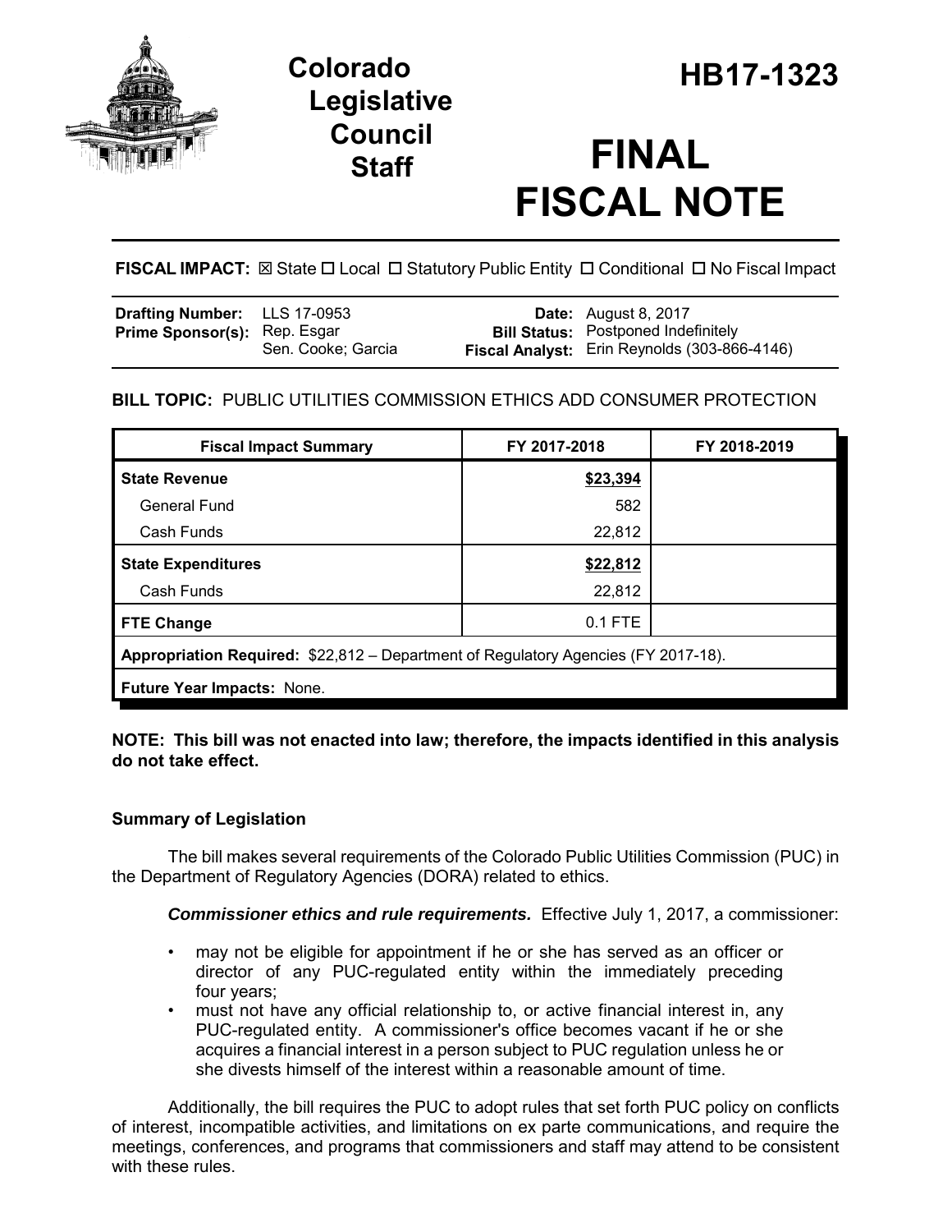# Colorado Legislative Council Staff

# HB17-1323

# FINAL FISCAL NOTE

**FISCAL IMPACT:** ☒ State ☐ Local ☐ Statutory Public Entity ☐ Conditional ☐ No Fiscal Impact

| | | | |
|---|---|---|---|
| **Drafting Number:** | LLS 17-0953 | **Date:** | August 8, 2017 |
| **Prime Sponsor(s):** | Rep. Esgar<br>Sen. Cooke; Garcia | **Bill Status:** | Postponed Indefinitely |
| | | **Fiscal Analyst:** | Erin Reynolds (303-866-4146) |

**BILL TOPIC:** PUBLIC UTILITIES COMMISSION ETHICS ADD CONSUMER PROTECTION

| Fiscal Impact Summary | FY 2017-2018 | FY 2018-2019 |
|---|---|---|
| **State Revenue** | **$23,394** | |
| General Fund | 582 | |
| Cash Funds | 22,812 | |
| **State Expenditures** | **$22,812** | |
| Cash Funds | 22,812 | |
| **FTE Change** | 0.1 FTE | |
| **Appropriation Required:** $22,812 – Department of Regulatory Agencies (FY 2017-18). | | |
| **Future Year Impacts:** None. | | |

**NOTE: This bill was not enacted into law; therefore, the impacts identified in this analysis do not take effect.**

### Summary of Legislation

The bill makes several requirements of the Colorado Public Utilities Commission (PUC) in the Department of Regulatory Agencies (DORA) related to ethics.

***Commissioner ethics and rule requirements.*** Effective July 1, 2017, a commissioner:

- may not be eligible for appointment if he or she has served as an officer or director of any PUC-regulated entity within the immediately preceding four years;
- must not have any official relationship to, or active financial interest in, any PUC-regulated entity. A commissioner's office becomes vacant if he or she acquires a financial interest in a person subject to PUC regulation unless he or she divests himself of the interest within a reasonable amount of time.

Additionally, the bill requires the PUC to adopt rules that set forth PUC policy on conflicts of interest, incompatible activities, and limitations on ex parte communications, and require the meetings, conferences, and programs that commissioners and staff may attend to be consistent with these rules.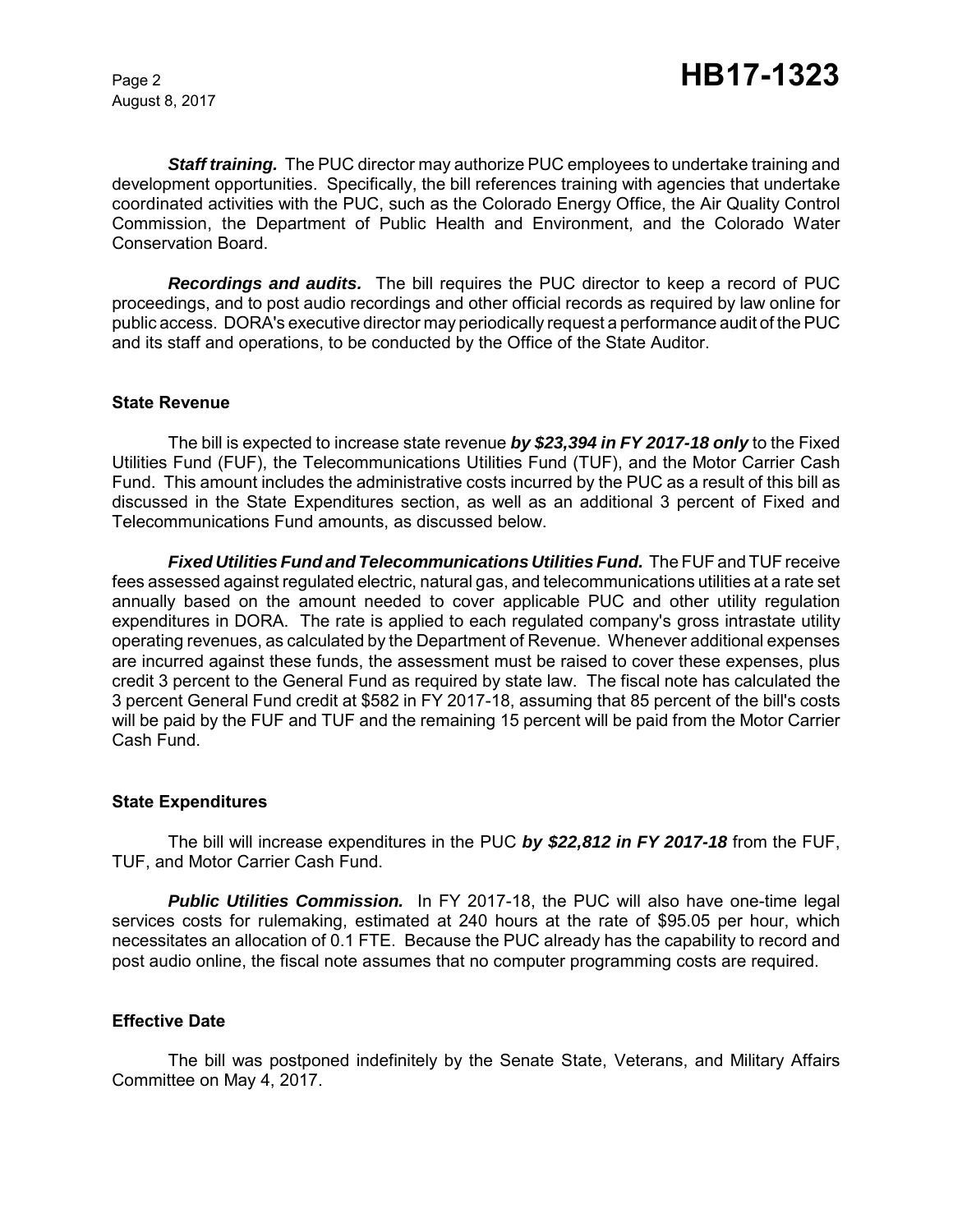***Staff training.*** The PUC director may authorize PUC employees to undertake training and development opportunities. Specifically, the bill references training with agencies that undertake coordinated activities with the PUC, such as the Colorado Energy Office, the Air Quality Control Commission, the Department of Public Health and Environment, and the Colorado Water Conservation Board.

***Recordings and audits.*** The bill requires the PUC director to keep a record of PUC proceedings, and to post audio recordings and other official records as required by law online for public access. DORA's executive director may periodically request a performance audit of the PUC and its staff and operations, to be conducted by the Office of the State Auditor.

## State Revenue

The bill is expected to increase state revenue ***by $23,394 in FY 2017-18 only*** to the Fixed Utilities Fund (FUF), the Telecommunications Utilities Fund (TUF), and the Motor Carrier Cash Fund. This amount includes the administrative costs incurred by the PUC as a result of this bill as discussed in the State Expenditures section, as well as an additional 3 percent of Fixed and Telecommunications Fund amounts, as discussed below.

***Fixed Utilities Fund and Telecommunications Utilities Fund.*** The FUF and TUF receive fees assessed against regulated electric, natural gas, and telecommunications utilities at a rate set annually based on the amount needed to cover applicable PUC and other utility regulation expenditures in DORA. The rate is applied to each regulated company's gross intrastate utility operating revenues, as calculated by the Department of Revenue. Whenever additional expenses are incurred against these funds, the assessment must be raised to cover these expenses, plus credit 3 percent to the General Fund as required by state law. The fiscal note has calculated the 3 percent General Fund credit at $582 in FY 2017-18, assuming that 85 percent of the bill's costs will be paid by the FUF and TUF and the remaining 15 percent will be paid from the Motor Carrier Cash Fund.

## State Expenditures

The bill will increase expenditures in the PUC ***by $22,812 in FY 2017-18*** from the FUF, TUF, and Motor Carrier Cash Fund.

***Public Utilities Commission.*** In FY 2017-18, the PUC will also have one-time legal services costs for rulemaking, estimated at 240 hours at the rate of $95.05 per hour, which necessitates an allocation of 0.1 FTE. Because the PUC already has the capability to record and post audio online, the fiscal note assumes that no computer programming costs are required.

## Effective Date

The bill was postponed indefinitely by the Senate State, Veterans, and Military Affairs Committee on May 4, 2017.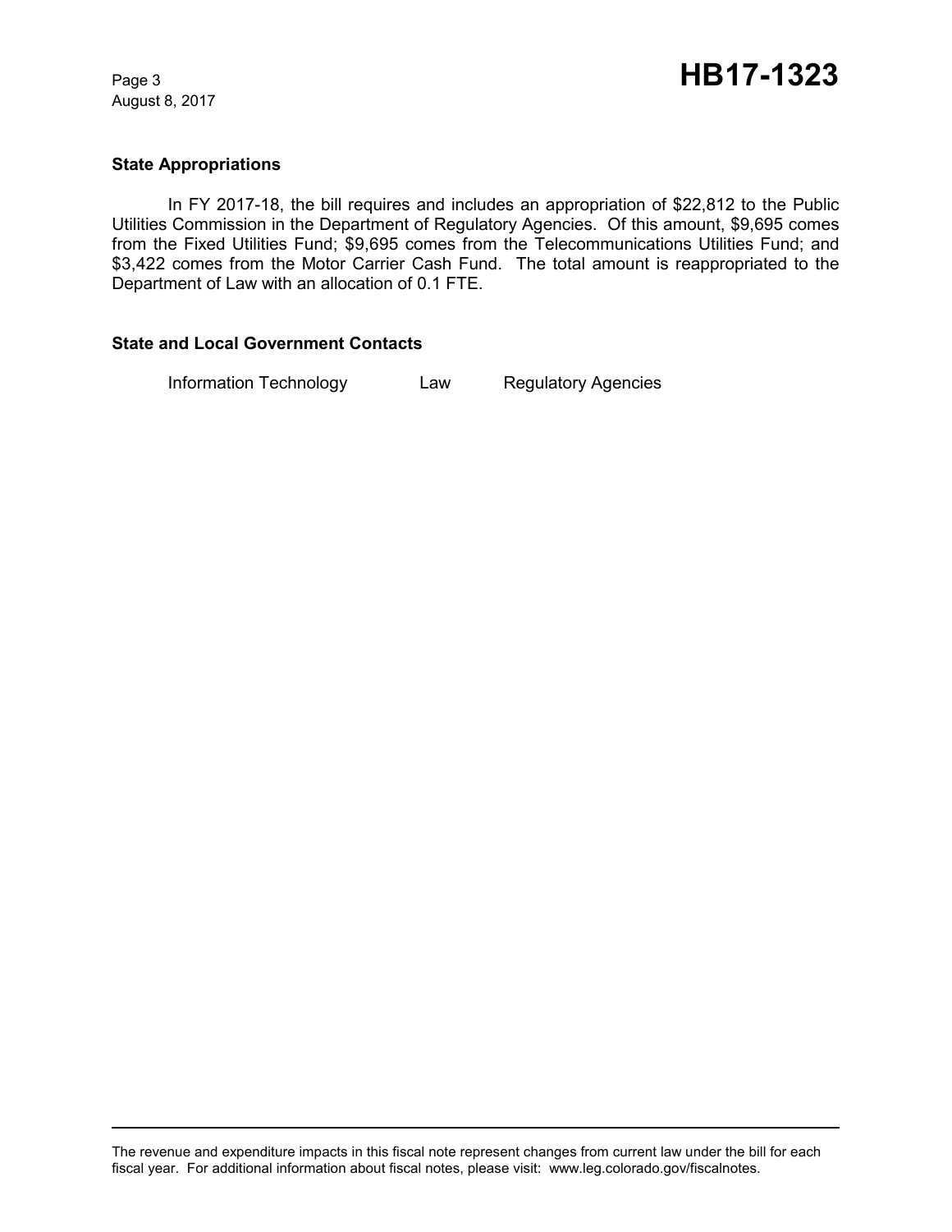## State Appropriations

In FY 2017-18, the bill requires and includes an appropriation of $22,812 to the Public Utilities Commission in the Department of Regulatory Agencies. Of this amount, $9,695 comes from the Fixed Utilities Fund; $9,695 comes from the Telecommunications Utilities Fund; and $3,422 comes from the Motor Carrier Cash Fund. The total amount is reappropriated to the Department of Law with an allocation of 0.1 FTE.

## State and Local Government Contacts

Information Technology Law Regulatory Agencies

The revenue and expenditure impacts in this fiscal note represent changes from current law under the bill for each fiscal year. For additional information about fiscal notes, please visit: www.leg.colorado.gov/fiscalnotes.